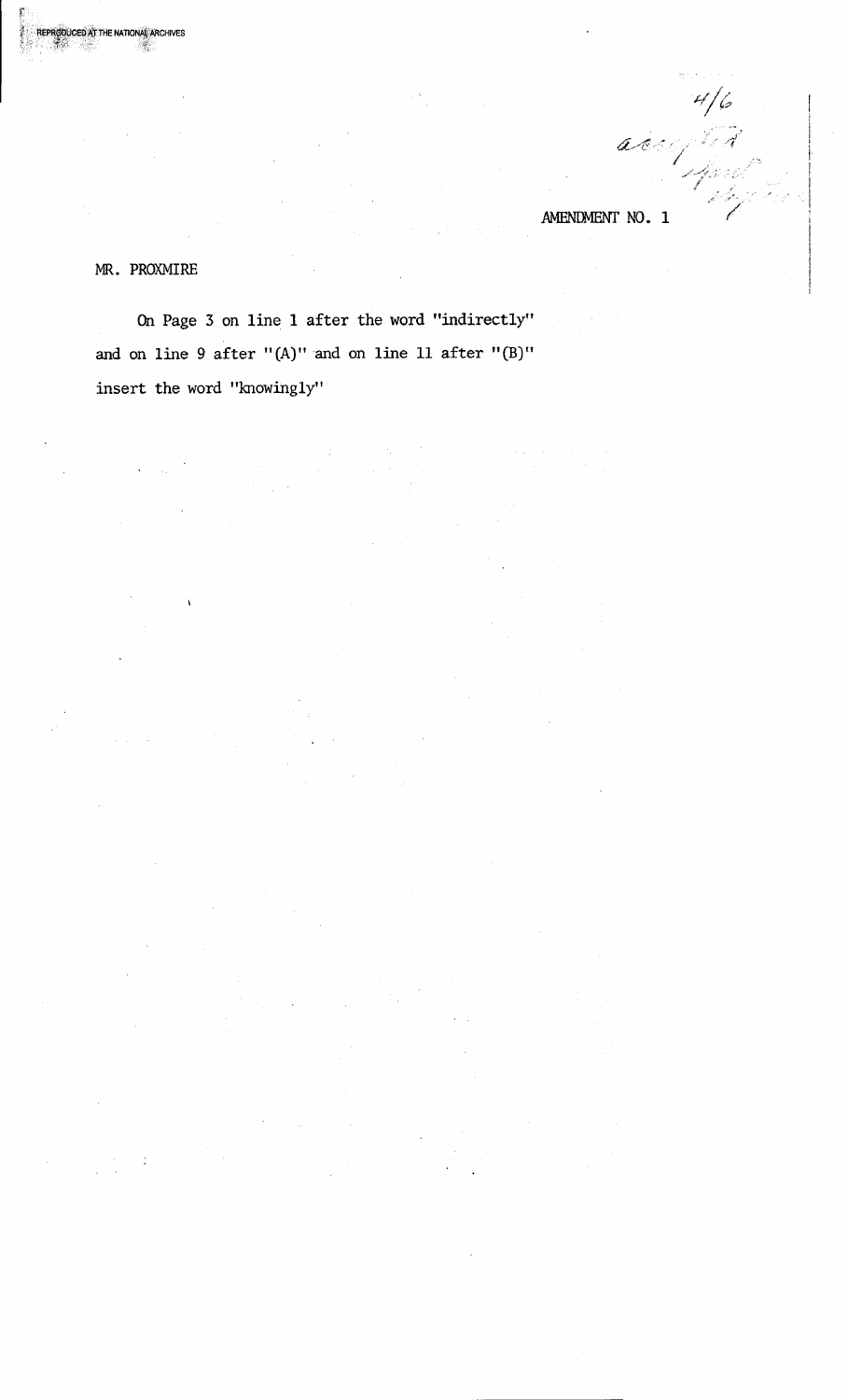4/6
adopted
April
[illegible]

AMENDMENT NO. 1

MR. PROXMIRE

On Page 3 on line 1 after the word "indirectly" and on line 9 after "(A)" and on line 11 after "(B)" insert the word "knowingly"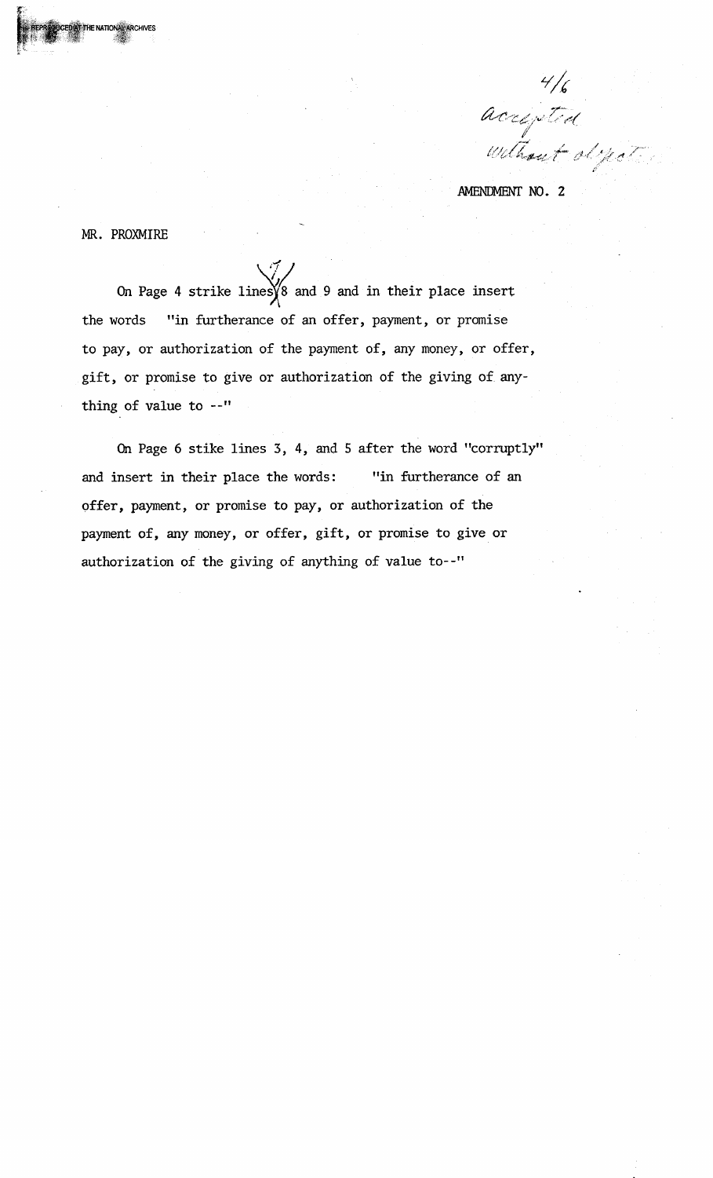4/6
accepted
without object.

AMENDMENT NO. 2

MR. PROXMIRE

On Page 4 strike lines 7, 8 and 9 and in their place insert the words "in furtherance of an offer, payment, or promise to pay, or authorization of the payment of, any money, or offer, gift, or promise to give or authorization of the giving of anything of value to --"

On Page 6 stike lines 3, 4, and 5 after the word "corruptly" and insert in their place the words: "in furtherance of an offer, payment, or promise to pay, or authorization of the payment of, any money, or offer, gift, or promise to give or authorization of the giving of anything of value to--"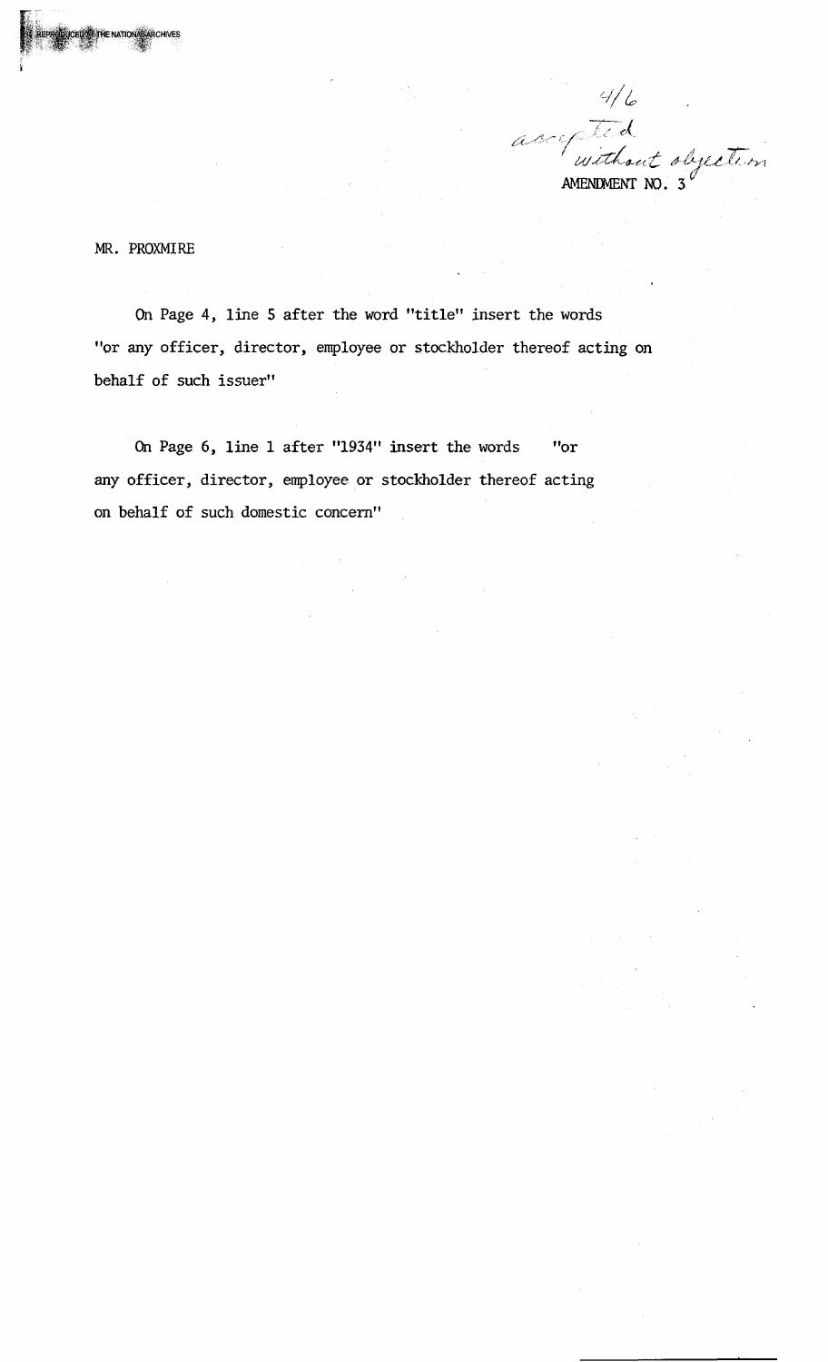4/6
accepted
without objection

AMENDMENT NO. 3

MR. PROXMIRE

On Page 4, line 5 after the word "title" insert the words "or any officer, director, employee or stockholder thereof acting on behalf of such issuer"

On Page 6, line 1 after "1934" insert the words "or any officer, director, employee or stockholder thereof acting on behalf of such domestic concern"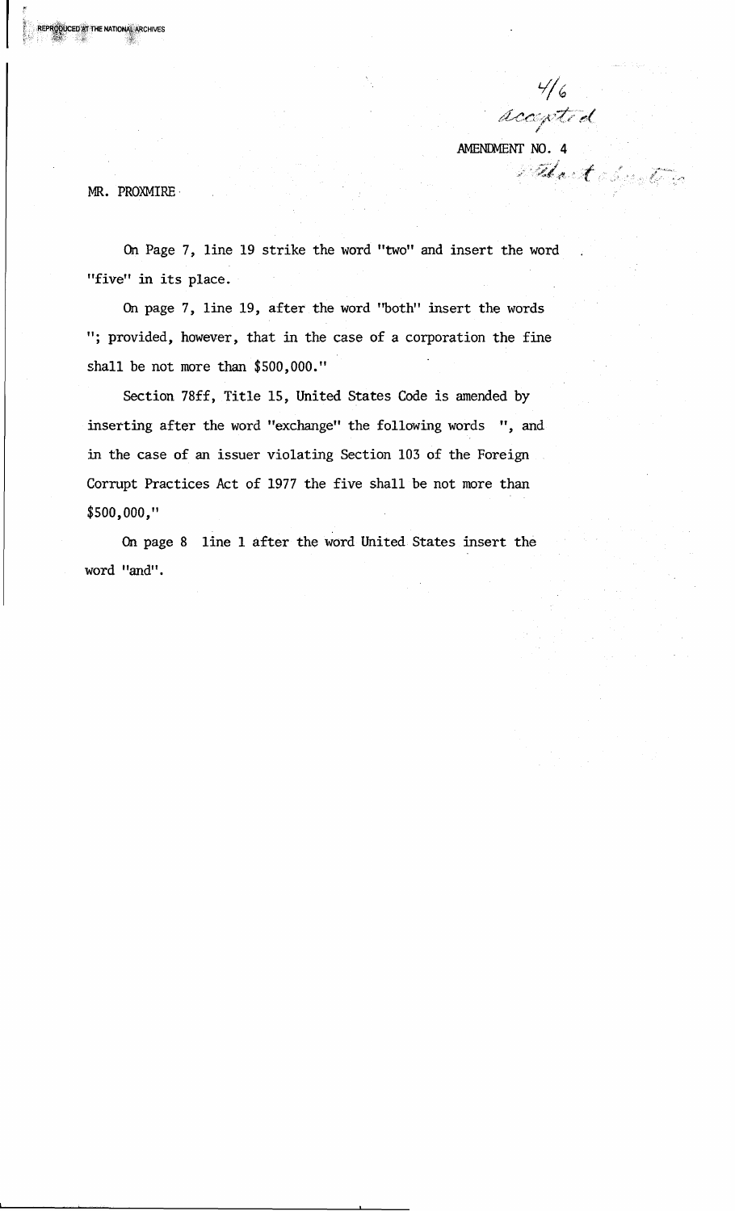4/6
accepted

AMENDMENT NO. 4

without objection

MR. PROXMIRE

On Page 7, line 19 strike the word "two" and insert the word "five" in its place.

On page 7, line 19, after the word "both" insert the words "; provided, however, that in the case of a corporation the fine shall be not more than $500,000."

Section 78ff, Title 15, United States Code is amended by inserting after the word "exchange" the following words ", and in the case of an issuer violating Section 103 of the Foreign Corrupt Practices Act of 1977 the five shall be not more than $500,000,"

On page 8 line 1 after the word United States insert the word "and".